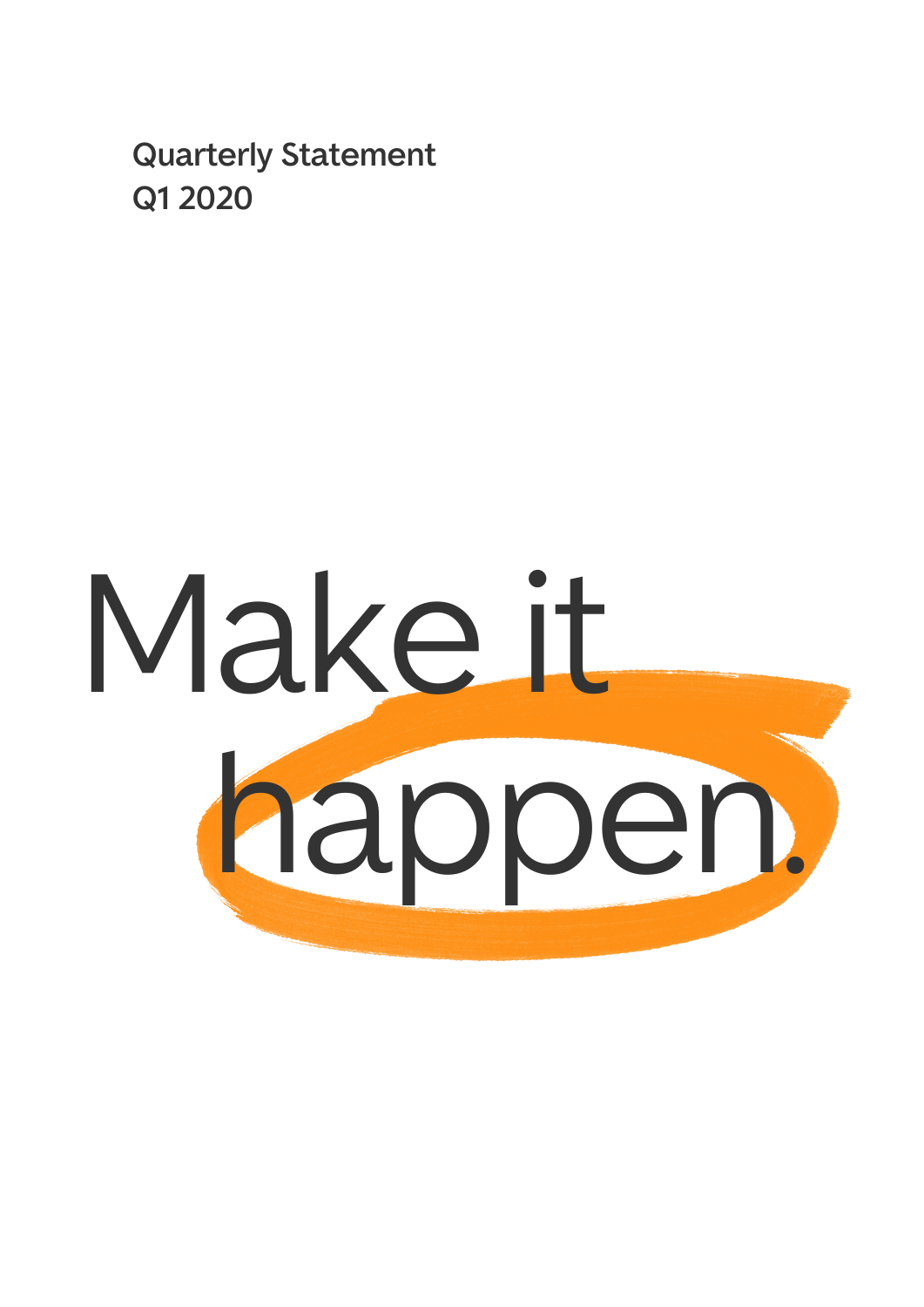Quarterly Statement
Q1 2020

# Make it happen.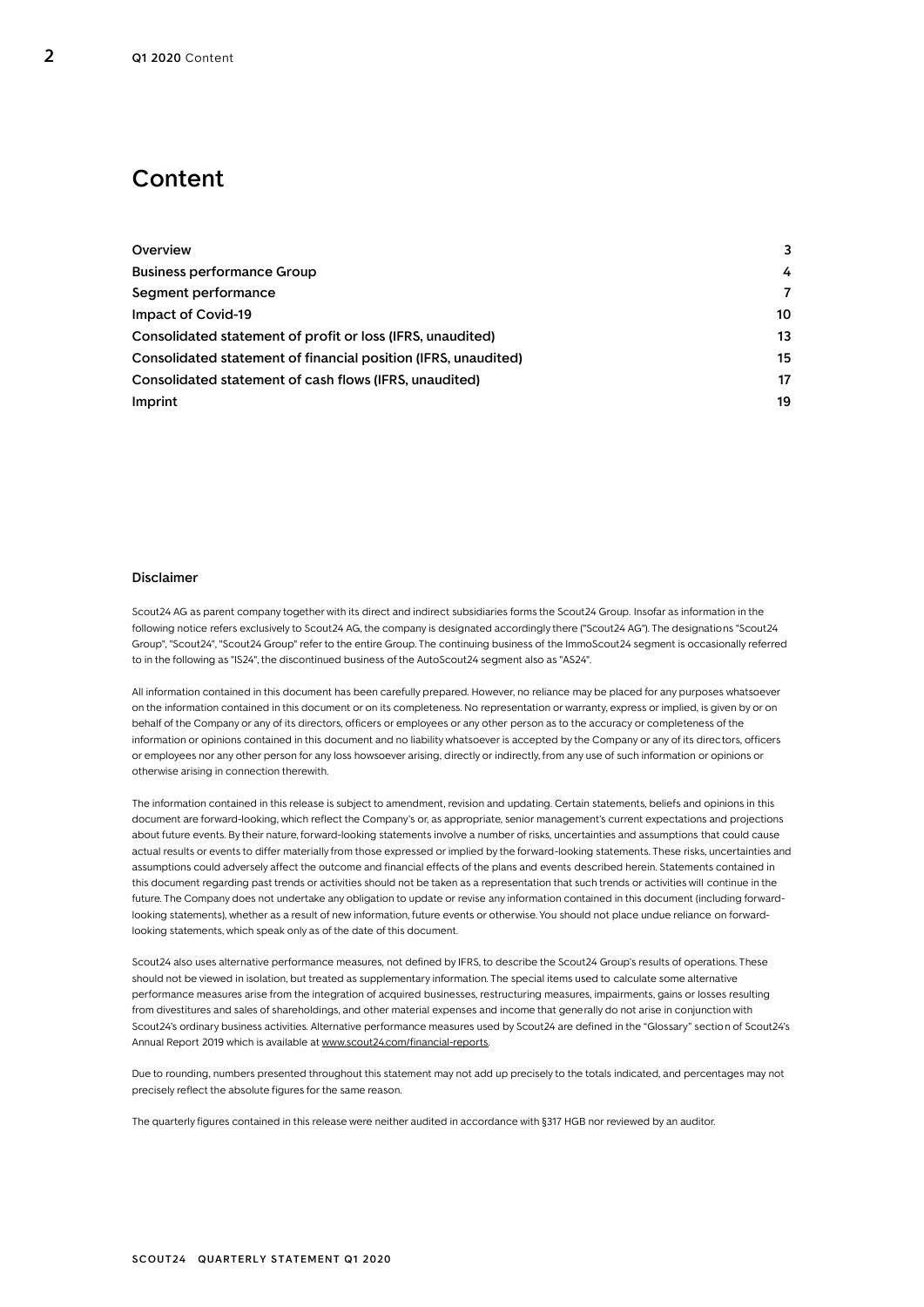# Content

| | |
|---|---|
| Overview | 3 |
| Business performance Group | 4 |
| Segment performance | 7 |
| Impact of Covid-19 | 10 |
| Consolidated statement of profit or loss (IFRS, unaudited) | 13 |
| Consolidated statement of financial position (IFRS, unaudited) | 15 |
| Consolidated statement of cash flows (IFRS, unaudited) | 17 |
| Imprint | 19 |

## Disclaimer

Scout24 AG as parent company together with its direct and indirect subsidiaries forms the Scout24 Group. Insofar as information in the following notice refers exclusively to Scout24 AG, the company is designated accordingly there ("Scout24 AG"). The designations "Scout24 Group", "Scout24", "Scout24 Group" refer to the entire Group. The continuing business of the ImmoScout24 segment is occasionally referred to in the following as "IS24", the discontinued business of the AutoScout24 segment also as "AS24".

All information contained in this document has been carefully prepared. However, no reliance may be placed for any purposes whatsoever on the information contained in this document or on its completeness. No representation or warranty, express or implied, is given by or on behalf of the Company or any of its directors, officers or employees or any other person as to the accuracy or completeness of the information or opinions contained in this document and no liability whatsoever is accepted by the Company or any of its directors, officers or employees nor any other person for any loss howsoever arising, directly or indirectly, from any use of such information or opinions or otherwise arising in connection therewith.

The information contained in this release is subject to amendment, revision and updating. Certain statements, beliefs and opinions in this document are forward-looking, which reflect the Company's or, as appropriate, senior management's current expectations and projections about future events. By their nature, forward-looking statements involve a number of risks, uncertainties and assumptions that could cause actual results or events to differ materially from those expressed or implied by the forward-looking statements. These risks, uncertainties and assumptions could adversely affect the outcome and financial effects of the plans and events described herein. Statements contained in this document regarding past trends or activities should not be taken as a representation that such trends or activities will continue in the future. The Company does not undertake any obligation to update or revise any information contained in this document (including forward-looking statements), whether as a result of new information, future events or otherwise. You should not place undue reliance on forward-looking statements, which speak only as of the date of this document.

Scout24 also uses alternative performance measures, not defined by IFRS, to describe the Scout24 Group's results of operations. These should not be viewed in isolation, but treated as supplementary information. The special items used to calculate some alternative performance measures arise from the integration of acquired businesses, restructuring measures, impairments, gains or losses resulting from divestitures and sales of shareholdings, and other material expenses and income that generally do not arise in conjunction with Scout24's ordinary business activities. Alternative performance measures used by Scout24 are defined in the "Glossary" section of Scout24's Annual Report 2019 which is available at www.scout24.com/financial-reports.

Due to rounding, numbers presented throughout this statement may not add up precisely to the totals indicated, and percentages may not precisely reflect the absolute figures for the same reason.

The quarterly figures contained in this release were neither audited in accordance with §317 HGB nor reviewed by an auditor.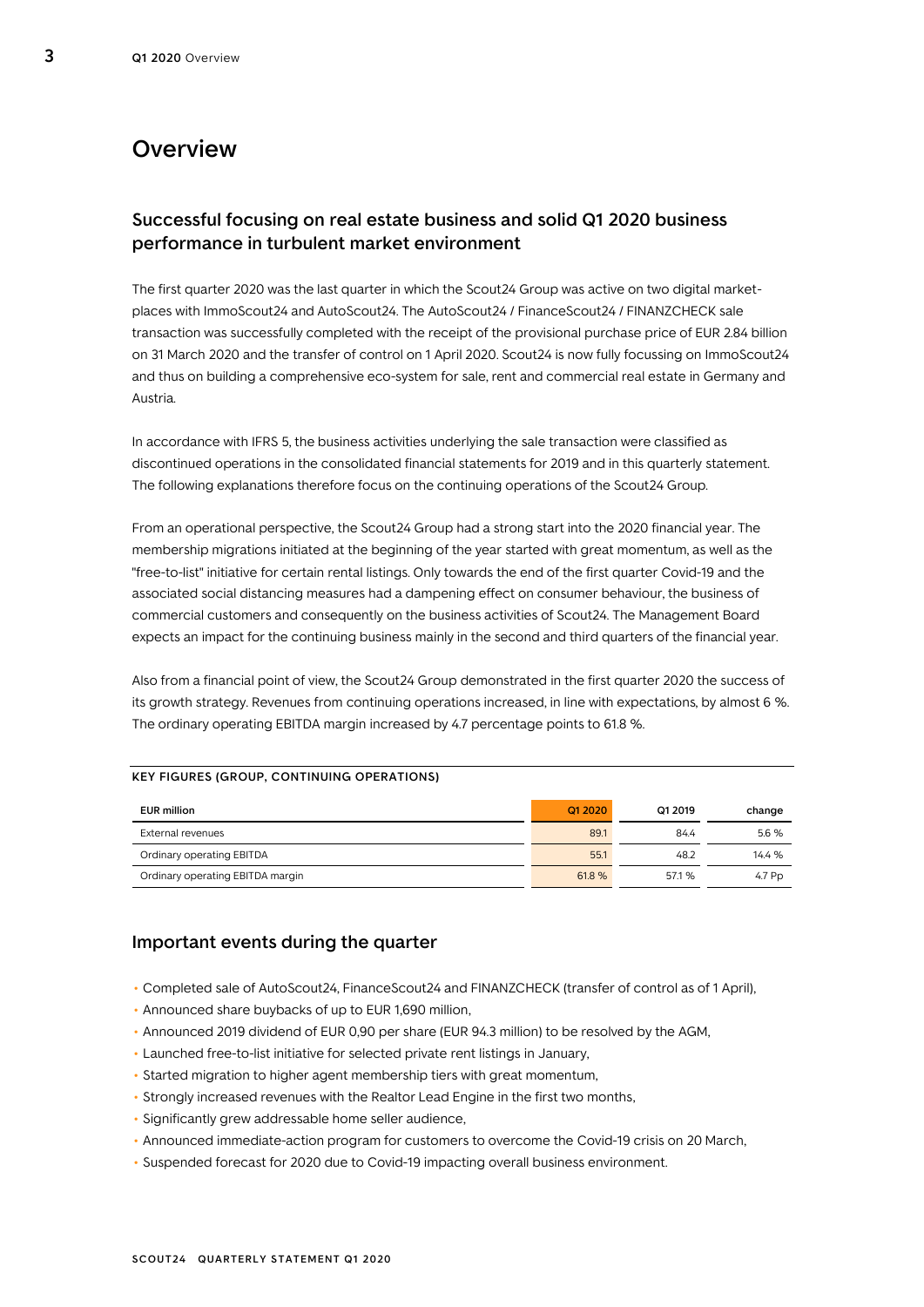# Overview

## Successful focusing on real estate business and solid Q1 2020 business performance in turbulent market environment

The first quarter 2020 was the last quarter in which the Scout24 Group was active on two digital marketplaces with ImmoScout24 and AutoScout24. The AutoScout24 / FinanceScout24 / FINANZCHECK sale transaction was successfully completed with the receipt of the provisional purchase price of EUR 2.84 billion on 31 March 2020 and the transfer of control on 1 April 2020. Scout24 is now fully focussing on ImmoScout24 and thus on building a comprehensive eco-system for sale, rent and commercial real estate in Germany and Austria.

In accordance with IFRS 5, the business activities underlying the sale transaction were classified as discontinued operations in the consolidated financial statements for 2019 and in this quarterly statement. The following explanations therefore focus on the continuing operations of the Scout24 Group.

From an operational perspective, the Scout24 Group had a strong start into the 2020 financial year. The membership migrations initiated at the beginning of the year started with great momentum, as well as the "free-to-list" initiative for certain rental listings. Only towards the end of the first quarter Covid-19 and the associated social distancing measures had a dampening effect on consumer behaviour, the business of commercial customers and consequently on the business activities of Scout24. The Management Board expects an impact for the continuing business mainly in the second and third quarters of the financial year.

Also from a financial point of view, the Scout24 Group demonstrated in the first quarter 2020 the success of its growth strategy. Revenues from continuing operations increased, in line with expectations, by almost 6 %. The ordinary operating EBITDA margin increased by 4.7 percentage points to 61.8 %.

**KEY FIGURES (GROUP, CONTINUING OPERATIONS)**

| EUR million | Q1 2020 | Q1 2019 | change |
|---|---|---|---|
| External revenues | 89.1 | 84.4 | 5.6 % |
| Ordinary operating EBITDA | 55.1 | 48.2 | 14.4 % |
| Ordinary operating EBITDA margin | 61.8 % | 57.1 % | 4.7 Pp |

## Important events during the quarter

- Completed sale of AutoScout24, FinanceScout24 and FINANZCHECK (transfer of control as of 1 April),
- Announced share buybacks of up to EUR 1,690 million,
- Announced 2019 dividend of EUR 0,90 per share (EUR 94.3 million) to be resolved by the AGM,
- Launched free-to-list initiative for selected private rent listings in January,
- Started migration to higher agent membership tiers with great momentum,
- Strongly increased revenues with the Realtor Lead Engine in the first two months,
- Significantly grew addressable home seller audience,
- Announced immediate-action program for customers to overcome the Covid-19 crisis on 20 March,
- Suspended forecast for 2020 due to Covid-19 impacting overall business environment.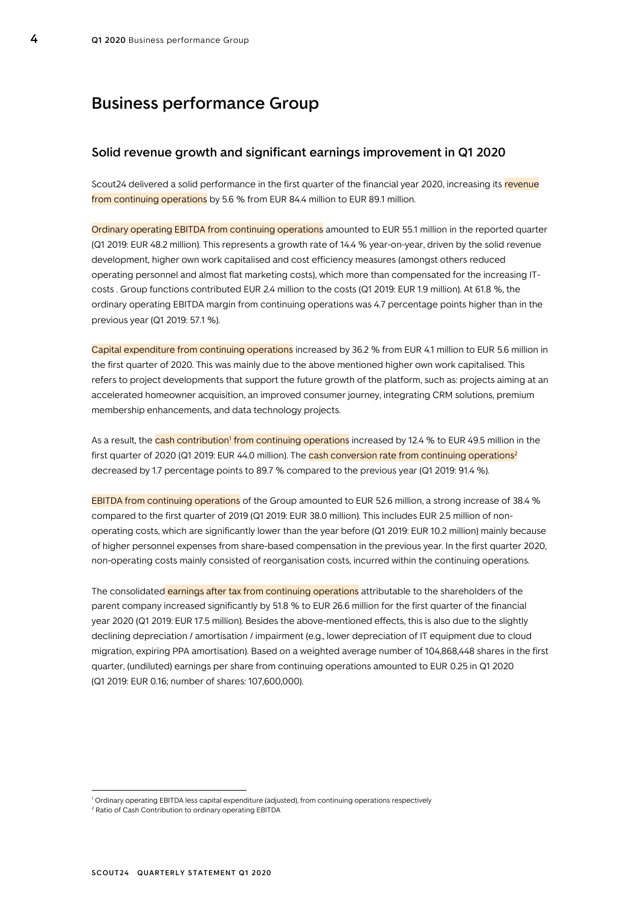# Business performance Group

## Solid revenue growth and significant earnings improvement in Q1 2020

Scout24 delivered a solid performance in the first quarter of the financial year 2020, increasing its revenue from continuing operations by 5.6 % from EUR 84.4 million to EUR 89.1 million.

Ordinary operating EBITDA from continuing operations amounted to EUR 55.1 million in the reported quarter (Q1 2019: EUR 48.2 million). This represents a growth rate of 14.4 % year-on-year, driven by the solid revenue development, higher own work capitalised and cost efficiency measures (amongst others reduced operating personnel and almost flat marketing costs), which more than compensated for the increasing IT-costs . Group functions contributed EUR 2.4 million to the costs (Q1 2019: EUR 1.9 million). At 61.8 %, the ordinary operating EBITDA margin from continuing operations was 4.7 percentage points higher than in the previous year (Q1 2019: 57.1 %).

Capital expenditure from continuing operations increased by 36.2 % from EUR 4.1 million to EUR 5.6 million in the first quarter of 2020. This was mainly due to the above mentioned higher own work capitalised. This refers to project developments that support the future growth of the platform, such as: projects aiming at an accelerated homeowner acquisition, an improved consumer journey, integrating CRM solutions, premium membership enhancements, and data technology projects.

As a result, the cash contribution[1] from continuing operations increased by 12.4 % to EUR 49.5 million in the first quarter of 2020 (Q1 2019: EUR 44.0 million). The cash conversion rate from continuing operations[2] decreased by 1.7 percentage points to 89.7 % compared to the previous year (Q1 2019: 91.4 %).

EBITDA from continuing operations of the Group amounted to EUR 52.6 million, a strong increase of 38.4 % compared to the first quarter of 2019 (Q1 2019: EUR 38.0 million). This includes EUR 2.5 million of non-operating costs, which are significantly lower than the year before (Q1 2019: EUR 10.2 million) mainly because of higher personnel expenses from share-based compensation in the previous year. In the first quarter 2020, non-operating costs mainly consisted of reorganisation costs, incurred within the continuing operations.

The consolidated earnings after tax from continuing operations attributable to the shareholders of the parent company increased significantly by 51.8 % to EUR 26.6 million for the first quarter of the financial year 2020 (Q1 2019: EUR 17.5 million). Besides the above-mentioned effects, this is also due to the slightly declining depreciation / amortisation / impairment (e.g., lower depreciation of IT equipment due to cloud migration, expiring PPA amortisation). Based on a weighted average number of 104,868,448 shares in the first quarter, (undiluted) earnings per share from continuing operations amounted to EUR 0.25 in Q1 2020 (Q1 2019: EUR 0.16; number of shares: 107,600,000).

---

[1] Ordinary operating EBITDA less capital expenditure (adjusted), from continuing operations respectively

[2] Ratio of Cash Contribution to ordinary operating EBITDA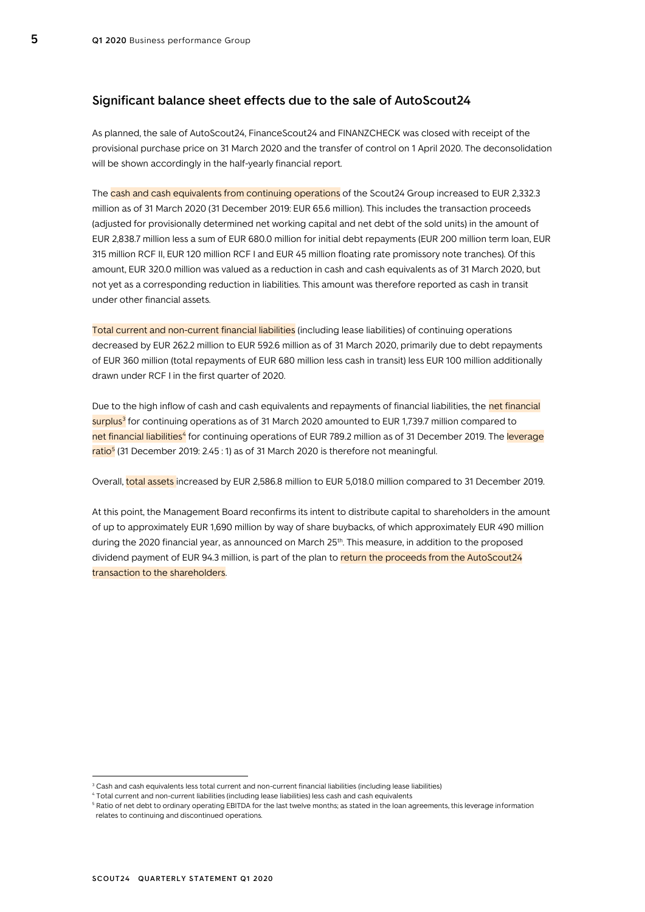## Significant balance sheet effects due to the sale of AutoScout24

As planned, the sale of AutoScout24, FinanceScout24 and FINANZCHECK was closed with receipt of the provisional purchase price on 31 March 2020 and the transfer of control on 1 April 2020. The deconsolidation will be shown accordingly in the half-yearly financial report.

The cash and cash equivalents from continuing operations of the Scout24 Group increased to EUR 2,332.3 million as of 31 March 2020 (31 December 2019: EUR 65.6 million). This includes the transaction proceeds (adjusted for provisionally determined net working capital and net debt of the sold units) in the amount of EUR 2,838.7 million less a sum of EUR 680.0 million for initial debt repayments (EUR 200 million term loan, EUR 315 million RCF II, EUR 120 million RCF I and EUR 45 million floating rate promissory note tranches). Of this amount, EUR 320.0 million was valued as a reduction in cash and cash equivalents as of 31 March 2020, but not yet as a corresponding reduction in liabilities. This amount was therefore reported as cash in transit under other financial assets.

Total current and non-current financial liabilities (including lease liabilities) of continuing operations decreased by EUR 262.2 million to EUR 592.6 million as of 31 March 2020, primarily due to debt repayments of EUR 360 million (total repayments of EUR 680 million less cash in transit) less EUR 100 million additionally drawn under RCF I in the first quarter of 2020.

Due to the high inflow of cash and cash equivalents and repayments of financial liabilities, the net financial surplus[3] for continuing operations as of 31 March 2020 amounted to EUR 1,739.7 million compared to net financial liabilities[4] for continuing operations of EUR 789.2 million as of 31 December 2019. The leverage ratio[5] (31 December 2019: 2.45 : 1) as of 31 March 2020 is therefore not meaningful.

Overall, total assets increased by EUR 2,586.8 million to EUR 5,018.0 million compared to 31 December 2019.

At this point, the Management Board reconfirms its intent to distribute capital to shareholders in the amount of up to approximately EUR 1,690 million by way of share buybacks, of which approximately EUR 490 million during the 2020 financial year, as announced on March 25th. This measure, in addition to the proposed dividend payment of EUR 94.3 million, is part of the plan to return the proceeds from the AutoScout24 transaction to the shareholders.

---

[3] Cash and cash equivalents less total current and non-current financial liabilities (including lease liabilities)

[4] Total current and non-current liabilities (including lease liabilities) less cash and cash equivalents

[5] Ratio of net debt to ordinary operating EBITDA for the last twelve months; as stated in the loan agreements, this leverage information relates to continuing and discontinued operations.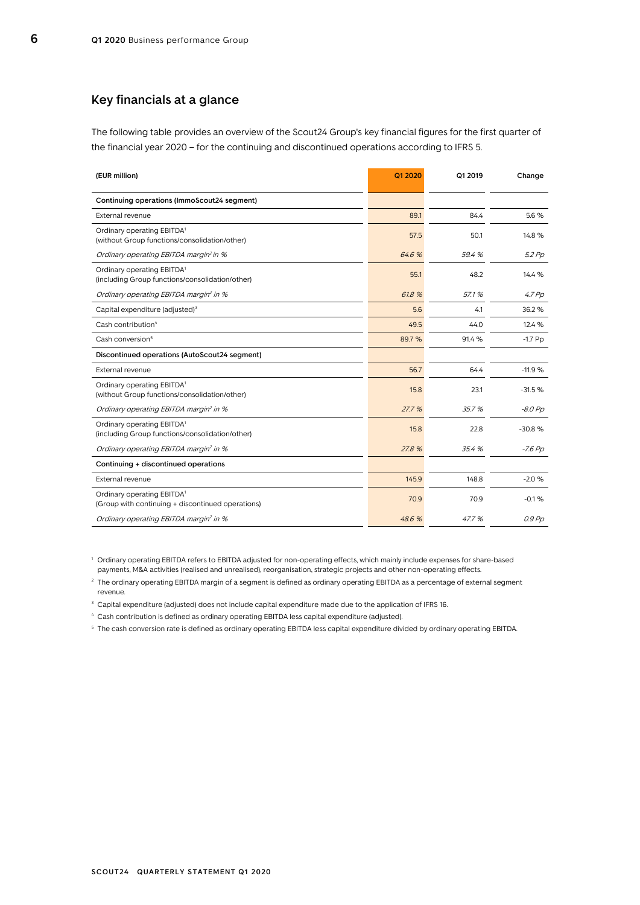## Key financials at a glance

The following table provides an overview of the Scout24 Group's key financial figures for the first quarter of the financial year 2020 – for the continuing and discontinued operations according to IFRS 5.

| (EUR million) | Q1 2020 | Q1 2019 | Change |
|---|---|---|---|
| **Continuing operations (ImmoScout24 segment)** | | | |
| External revenue | 89.1 | 84.4 | 5.6 % |
| Ordinary operating EBITDA[1] (without Group functions/consolidation/other) | 57.5 | 50.1 | 14.8 % |
| *Ordinary operating EBITDA margin[2] in %* | *64.6 %* | *59.4 %* | *5.2 Pp* |
| Ordinary operating EBITDA[1] (including Group functions/consolidation/other) | 55.1 | 48.2 | 14.4 % |
| *Ordinary operating EBITDA margin[2] in %* | *61.8 %* | *57.1 %* | *4.7 Pp* |
| Capital expenditure (adjusted)[3] | 5.6 | 4.1 | 36.2 % |
| Cash contribution[4] | 49.5 | 44.0 | 12.4 % |
| Cash conversion[5] | 89.7 % | 91.4 % | -1.7 Pp |
| **Discontinued operations (AutoScout24 segment)** | | | |
| External revenue | 56.7 | 64.4 | -11.9 % |
| Ordinary operating EBITDA[1] (without Group functions/consolidation/other) | 15.8 | 23.1 | -31.5 % |
| *Ordinary operating EBITDA margin[2] in %* | *27.7 %* | *35.7 %* | *-8.0 Pp* |
| Ordinary operating EBITDA[1] (including Group functions/consolidation/other) | 15.8 | 22.8 | -30.8 % |
| *Ordinary operating EBITDA margin[2] in %* | *27.8 %* | *35.4 %* | *-7.6 Pp* |
| **Continuing + discontinued operations** | | | |
| External revenue | 145.9 | 148.8 | -2.0 % |
| Ordinary operating EBITDA[1] (Group with continuing + discontinued operations) | 70.9 | 70.9 | -0.1 % |
| *Ordinary operating EBITDA margin[2] in %* | *48.6 %* | *47.7 %* | *0.9 Pp* |

[1] Ordinary operating EBITDA refers to EBITDA adjusted for non-operating effects, which mainly include expenses for share-based payments, M&A activities (realised and unrealised), reorganisation, strategic projects and other non-operating effects.

[2] The ordinary operating EBITDA margin of a segment is defined as ordinary operating EBITDA as a percentage of external segment revenue.

[3] Capital expenditure (adjusted) does not include capital expenditure made due to the application of IFRS 16.

[4] Cash contribution is defined as ordinary operating EBITDA less capital expenditure (adjusted).

[5] The cash conversion rate is defined as ordinary operating EBITDA less capital expenditure divided by ordinary operating EBITDA.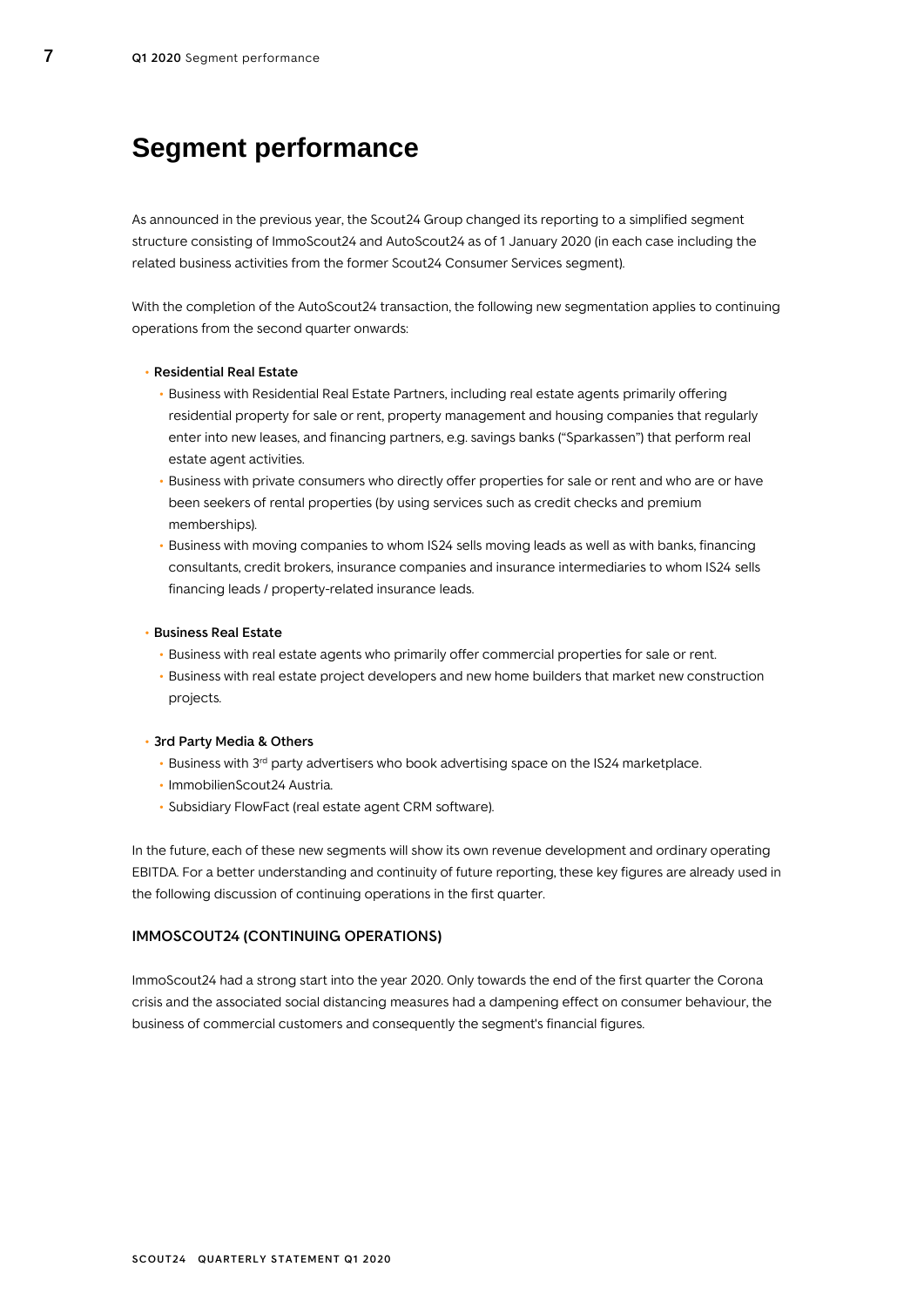# Segment performance

As announced in the previous year, the Scout24 Group changed its reporting to a simplified segment structure consisting of ImmoScout24 and AutoScout24 as of 1 January 2020 (in each case including the related business activities from the former Scout24 Consumer Services segment).

With the completion of the AutoScout24 transaction, the following new segmentation applies to continuing operations from the second quarter onwards:

- **Residential Real Estate**
  - Business with Residential Real Estate Partners, including real estate agents primarily offering residential property for sale or rent, property management and housing companies that regularly enter into new leases, and financing partners, e.g. savings banks ("Sparkassen") that perform real estate agent activities.
  - Business with private consumers who directly offer properties for sale or rent and who are or have been seekers of rental properties (by using services such as credit checks and premium memberships).
  - Business with moving companies to whom IS24 sells moving leads as well as with banks, financing consultants, credit brokers, insurance companies and insurance intermediaries to whom IS24 sells financing leads / property-related insurance leads.

- **Business Real Estate**
  - Business with real estate agents who primarily offer commercial properties for sale or rent.
  - Business with real estate project developers and new home builders that market new construction projects.

- **3rd Party Media & Others**
  - Business with 3rd party advertisers who book advertising space on the IS24 marketplace.
  - ImmobilienScout24 Austria.
  - Subsidiary FlowFact (real estate agent CRM software).

In the future, each of these new segments will show its own revenue development and ordinary operating EBITDA. For a better understanding and continuity of future reporting, these key figures are already used in the following discussion of continuing operations in the first quarter.

### IMMOSCOUT24 (CONTINUING OPERATIONS)

ImmoScout24 had a strong start into the year 2020. Only towards the end of the first quarter the Corona crisis and the associated social distancing measures had a dampening effect on consumer behaviour, the business of commercial customers and consequently the segment's financial figures.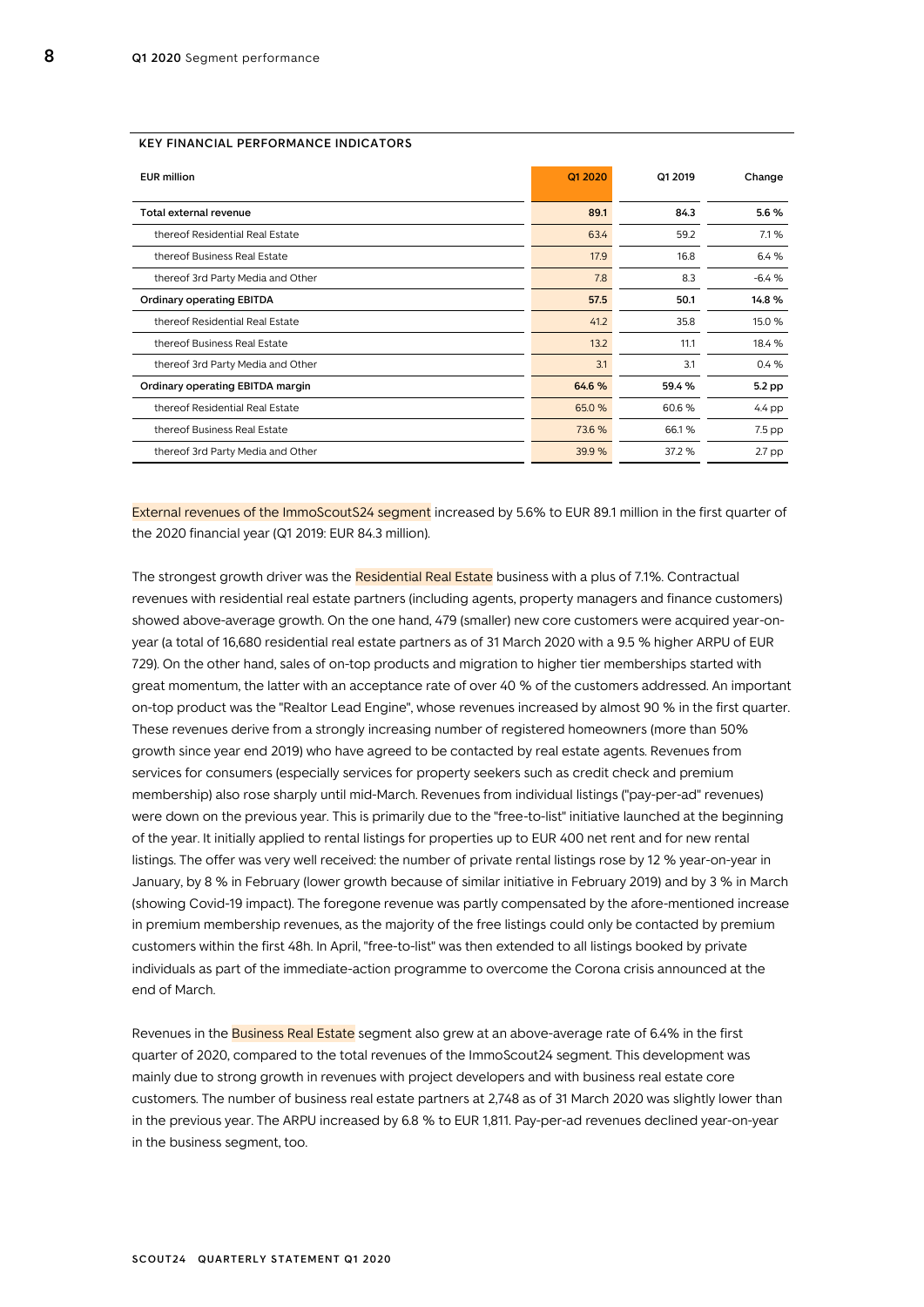KEY FINANCIAL PERFORMANCE INDICATORS

| EUR million | Q1 2020 | Q1 2019 | Change |
|---|---|---|---|
| **Total external revenue** | **89.1** | **84.3** | **5.6 %** |
| thereof Residential Real Estate | 63.4 | 59.2 | 7.1 % |
| thereof Business Real Estate | 17.9 | 16.8 | 6.4 % |
| thereof 3rd Party Media and Other | 7.8 | 8.3 | -6.4 % |
| **Ordinary operating EBITDA** | **57.5** | **50.1** | **14.8 %** |
| thereof Residential Real Estate | 41.2 | 35.8 | 15.0 % |
| thereof Business Real Estate | 13.2 | 11.1 | 18.4 % |
| thereof 3rd Party Media and Other | 3.1 | 3.1 | 0.4 % |
| **Ordinary operating EBITDA margin** | **64.6 %** | **59.4 %** | **5.2 pp** |
| thereof Residential Real Estate | 65.0 % | 60.6 % | 4.4 pp |
| thereof Business Real Estate | 73.6 % | 66.1 % | 7.5 pp |
| thereof 3rd Party Media and Other | 39.9 % | 37.2 % | 2.7 pp |

External revenues of the ImmoScoutS24 segment increased by 5.6% to EUR 89.1 million in the first quarter of the 2020 financial year (Q1 2019: EUR 84.3 million).

The strongest growth driver was the Residential Real Estate business with a plus of 7.1%. Contractual revenues with residential real estate partners (including agents, property managers and finance customers) showed above-average growth. On the one hand, 479 (smaller) new core customers were acquired year-on-year (a total of 16,680 residential real estate partners as of 31 March 2020 with a 9.5 % higher ARPU of EUR 729). On the other hand, sales of on-top products and migration to higher tier memberships started with great momentum, the latter with an acceptance rate of over 40 % of the customers addressed. An important on-top product was the "Realtor Lead Engine", whose revenues increased by almost 90 % in the first quarter. These revenues derive from a strongly increasing number of registered homeowners (more than 50% growth since year end 2019) who have agreed to be contacted by real estate agents. Revenues from services for consumers (especially services for property seekers such as credit check and premium membership) also rose sharply until mid-March. Revenues from individual listings ("pay-per-ad" revenues) were down on the previous year. This is primarily due to the "free-to-list" initiative launched at the beginning of the year. It initially applied to rental listings for properties up to EUR 400 net rent and for new rental listings. The offer was very well received: the number of private rental listings rose by 12 % year-on-year in January, by 8 % in February (lower growth because of similar initiative in February 2019) and by 3 % in March (showing Covid-19 impact). The foregone revenue was partly compensated by the afore-mentioned increase in premium membership revenues, as the majority of the free listings could only be contacted by premium customers within the first 48h. In April, "free-to-list" was then extended to all listings booked by private individuals as part of the immediate-action programme to overcome the Corona crisis announced at the end of March.

Revenues in the Business Real Estate segment also grew at an above-average rate of 6.4% in the first quarter of 2020, compared to the total revenues of the ImmoScout24 segment. This development was mainly due to strong growth in revenues with project developers and with business real estate core customers. The number of business real estate partners at 2,748 as of 31 March 2020 was slightly lower than in the previous year. The ARPU increased by 6.8 % to EUR 1,811. Pay-per-ad revenues declined year-on-year in the business segment, too.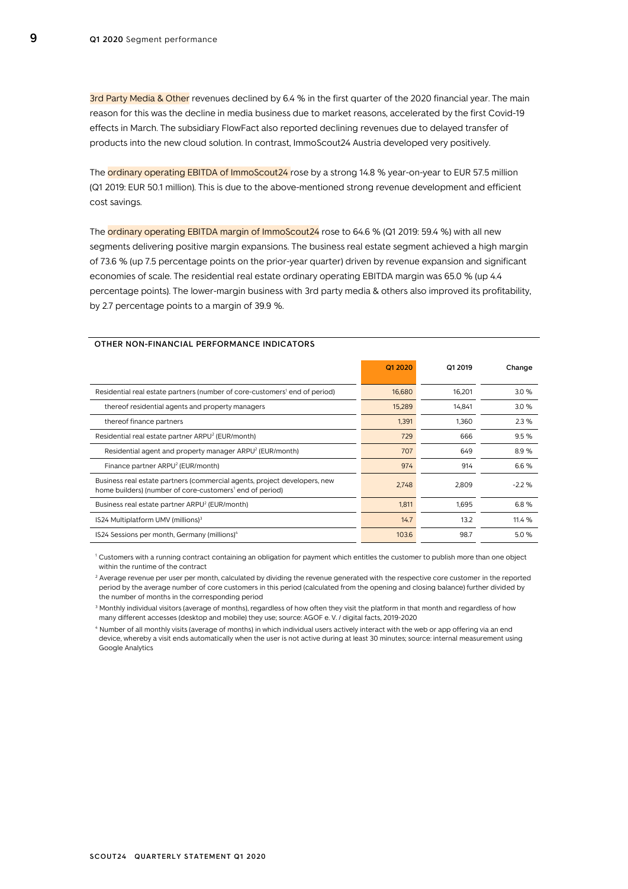3rd Party Media & Other revenues declined by 6.4 % in the first quarter of the 2020 financial year. The main reason for this was the decline in media business due to market reasons, accelerated by the first Covid-19 effects in March. The subsidiary FlowFact also reported declining revenues due to delayed transfer of products into the new cloud solution. In contrast, ImmoScout24 Austria developed very positively.

The ordinary operating EBITDA of ImmoScout24 rose by a strong 14.8 % year-on-year to EUR 57.5 million (Q1 2019: EUR 50.1 million). This is due to the above-mentioned strong revenue development and efficient cost savings.

The ordinary operating EBITDA margin of ImmoScout24 rose to 64.6 % (Q1 2019: 59.4 %) with all new segments delivering positive margin expansions. The business real estate segment achieved a high margin of 73.6 % (up 7.5 percentage points on the prior-year quarter) driven by revenue expansion and significant economies of scale. The residential real estate ordinary operating EBITDA margin was 65.0 % (up 4.4 percentage points). The lower-margin business with 3rd party media & others also improved its profitability, by 2.7 percentage points to a margin of 39.9 %.

## OTHER NON-FINANCIAL PERFORMANCE INDICATORS

| | Q1 2020 | Q1 2019 | Change |
|---|---|---|---|
| Residential real estate partners (number of core-customers[1] end of period) | 16,680 | 16,201 | 3.0 % |
| thereof residential agents and property managers | 15,289 | 14,841 | 3.0 % |
| thereof finance partners | 1,391 | 1,360 | 2.3 % |
| Residential real estate partner ARPU[2] (EUR/month) | 729 | 666 | 9.5 % |
| Residential agent and property manager ARPU[2] (EUR/month) | 707 | 649 | 8.9 % |
| Finance partner ARPU[2] (EUR/month) | 974 | 914 | 6.6 % |
| Business real estate partners (commercial agents, project developers, new home builders) (number of core-customers[1] end of period) | 2,748 | 2,809 | -2.2 % |
| Business real estate partner ARPU[2] (EUR/month) | 1,811 | 1,695 | 6.8 % |
| IS24 Multiplatform UMV (millions)[3] | 14.7 | 13.2 | 11.4 % |
| IS24 Sessions per month, Germany (millions)[4] | 103.6 | 98.7 | 5.0 % |

[1] Customers with a running contract containing an obligation for payment which entitles the customer to publish more than one object within the runtime of the contract

[2] Average revenue per user per month, calculated by dividing the revenue generated with the respective core customer in the reported period by the average number of core customers in this period (calculated from the opening and closing balance) further divided by the number of months in the corresponding period

[3] Monthly individual visitors (average of months), regardless of how often they visit the platform in that month and regardless of how many different accesses (desktop and mobile) they use; source: AGOF e. V. / digital facts, 2019-2020

[4] Number of all monthly visits (average of months) in which individual users actively interact with the web or app offering via an end device, whereby a visit ends automatically when the user is not active during at least 30 minutes; source: internal measurement using Google Analytics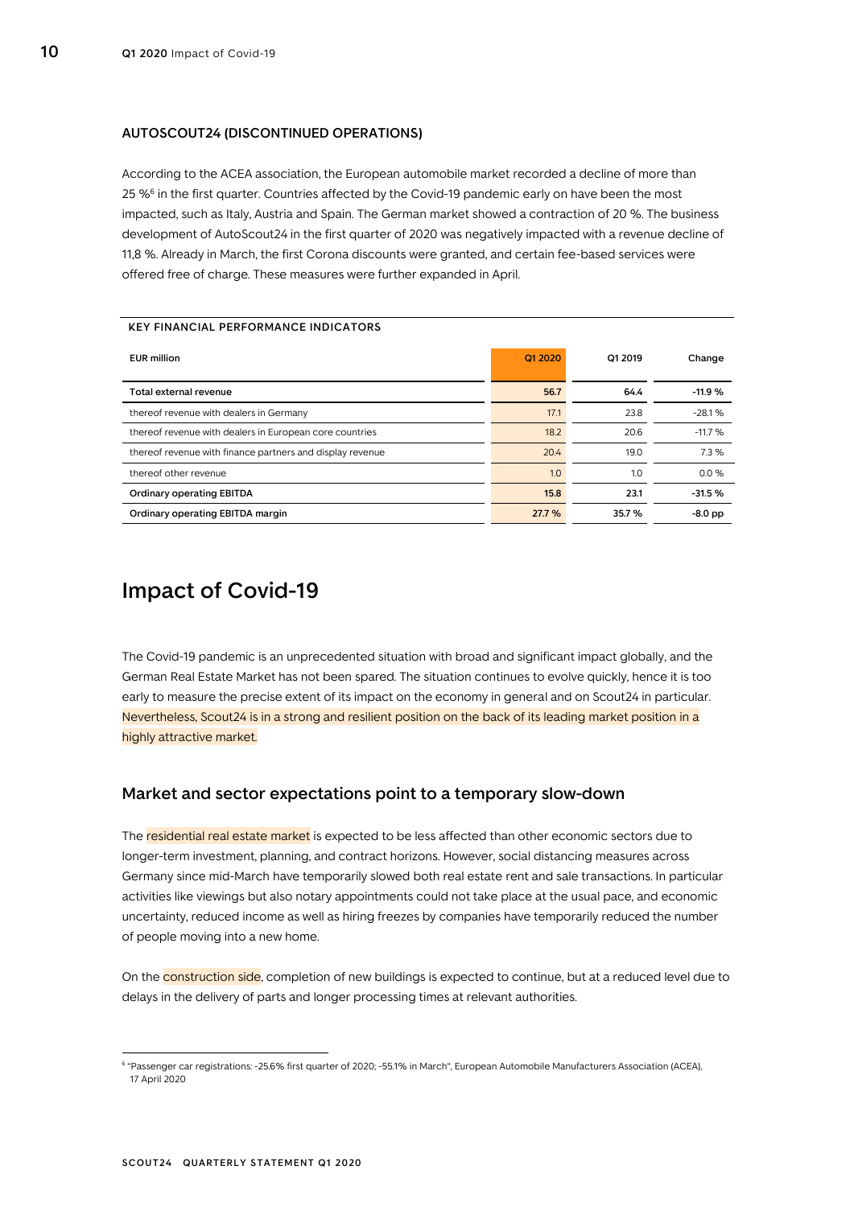### AUTOSCOUT24 (DISCONTINUED OPERATIONS)

According to the ACEA association, the European automobile market recorded a decline of more than 25 %[6] in the first quarter. Countries affected by the Covid-19 pandemic early on have been the most impacted, such as Italy, Austria and Spain. The German market showed a contraction of 20 %. The business development of AutoScout24 in the first quarter of 2020 was negatively impacted with a revenue decline of 11,8 %. Already in March, the first Corona discounts were granted, and certain fee-based services were offered free of charge. These measures were further expanded in April.

**KEY FINANCIAL PERFORMANCE INDICATORS**

| EUR million | Q1 2020 | Q1 2019 | Change |
|---|---|---|---|
| **Total external revenue** | **56.7** | **64.4** | **-11.9 %** |
| thereof revenue with dealers in Germany | 17.1 | 23.8 | -28.1 % |
| thereof revenue with dealers in European core countries | 18.2 | 20.6 | -11.7 % |
| thereof revenue with finance partners and display revenue | 20.4 | 19.0 | 7.3 % |
| thereof other revenue | 1.0 | 1.0 | 0.0 % |
| **Ordinary operating EBITDA** | **15.8** | **23.1** | **-31.5 %** |
| **Ordinary operating EBITDA margin** | **27.7 %** | **35.7 %** | **-8.0 pp** |

# Impact of Covid-19

The Covid-19 pandemic is an unprecedented situation with broad and significant impact globally, and the German Real Estate Market has not been spared. The situation continues to evolve quickly, hence it is too early to measure the precise extent of its impact on the economy in general and on Scout24 in particular. Nevertheless, Scout24 is in a strong and resilient position on the back of its leading market position in a highly attractive market.

## Market and sector expectations point to a temporary slow-down

The residential real estate market is expected to be less affected than other economic sectors due to longer-term investment, planning, and contract horizons. However, social distancing measures across Germany since mid-March have temporarily slowed both real estate rent and sale transactions. In particular activities like viewings but also notary appointments could not take place at the usual pace, and economic uncertainty, reduced income as well as hiring freezes by companies have temporarily reduced the number of people moving into a new home.

On the construction side, completion of new buildings is expected to continue, but at a reduced level due to delays in the delivery of parts and longer processing times at relevant authorities.

[6] "Passenger car registrations: -25.6% first quarter of 2020; -55.1% in March", European Automobile Manufacturers Association (ACEA), 17 April 2020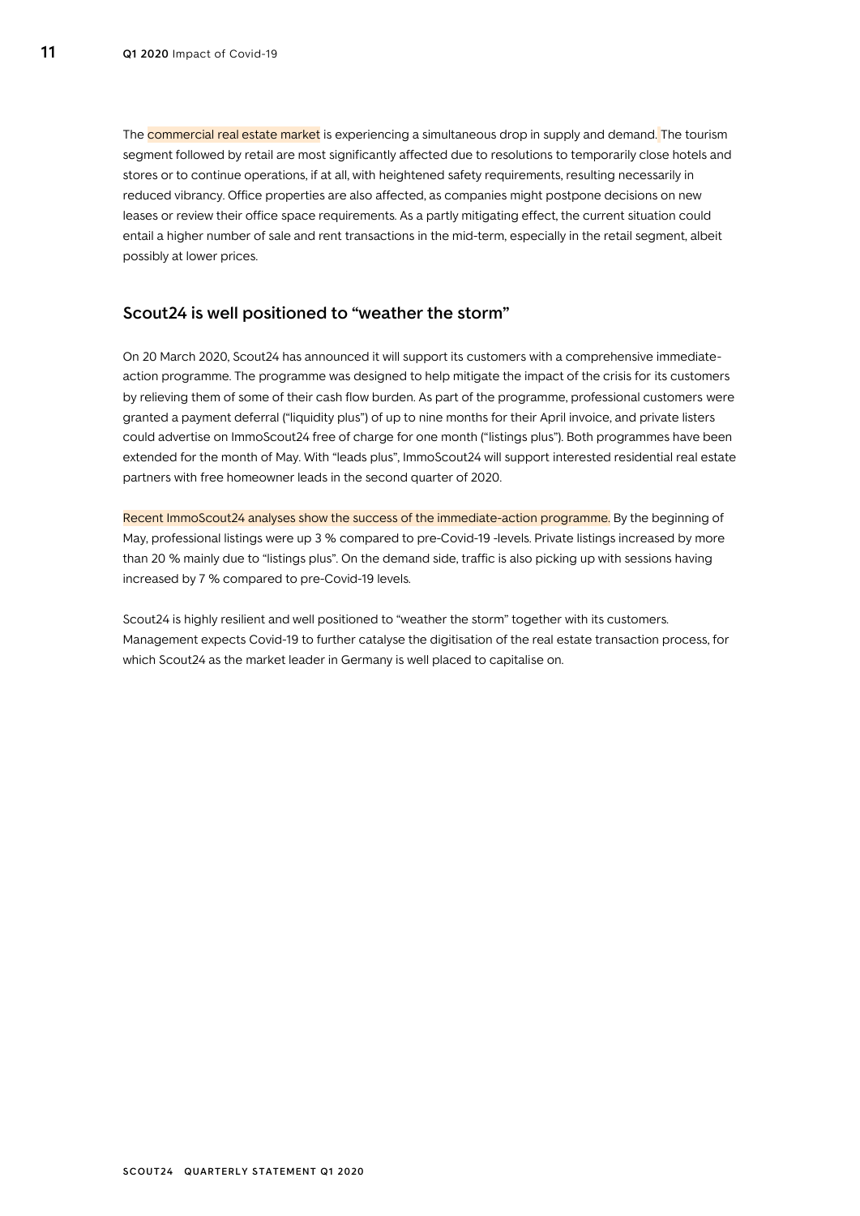The commercial real estate market is experiencing a simultaneous drop in supply and demand. The tourism segment followed by retail are most significantly affected due to resolutions to temporarily close hotels and stores or to continue operations, if at all, with heightened safety requirements, resulting necessarily in reduced vibrancy. Office properties are also affected, as companies might postpone decisions on new leases or review their office space requirements. As a partly mitigating effect, the current situation could entail a higher number of sale and rent transactions in the mid-term, especially in the retail segment, albeit possibly at lower prices.

## Scout24 is well positioned to "weather the storm"

On 20 March 2020, Scout24 has announced it will support its customers with a comprehensive immediate-action programme. The programme was designed to help mitigate the impact of the crisis for its customers by relieving them of some of their cash flow burden. As part of the programme, professional customers were granted a payment deferral ("liquidity plus") of up to nine months for their April invoice, and private listers could advertise on ImmoScout24 free of charge for one month ("listings plus"). Both programmes have been extended for the month of May. With "leads plus", ImmoScout24 will support interested residential real estate partners with free homeowner leads in the second quarter of 2020.

Recent ImmoScout24 analyses show the success of the immediate-action programme. By the beginning of May, professional listings were up 3 % compared to pre-Covid-19 -levels. Private listings increased by more than 20 % mainly due to "listings plus". On the demand side, traffic is also picking up with sessions having increased by 7 % compared to pre-Covid-19 levels.

Scout24 is highly resilient and well positioned to "weather the storm" together with its customers. Management expects Covid-19 to further catalyse the digitisation of the real estate transaction process, for which Scout24 as the market leader in Germany is well placed to capitalise on.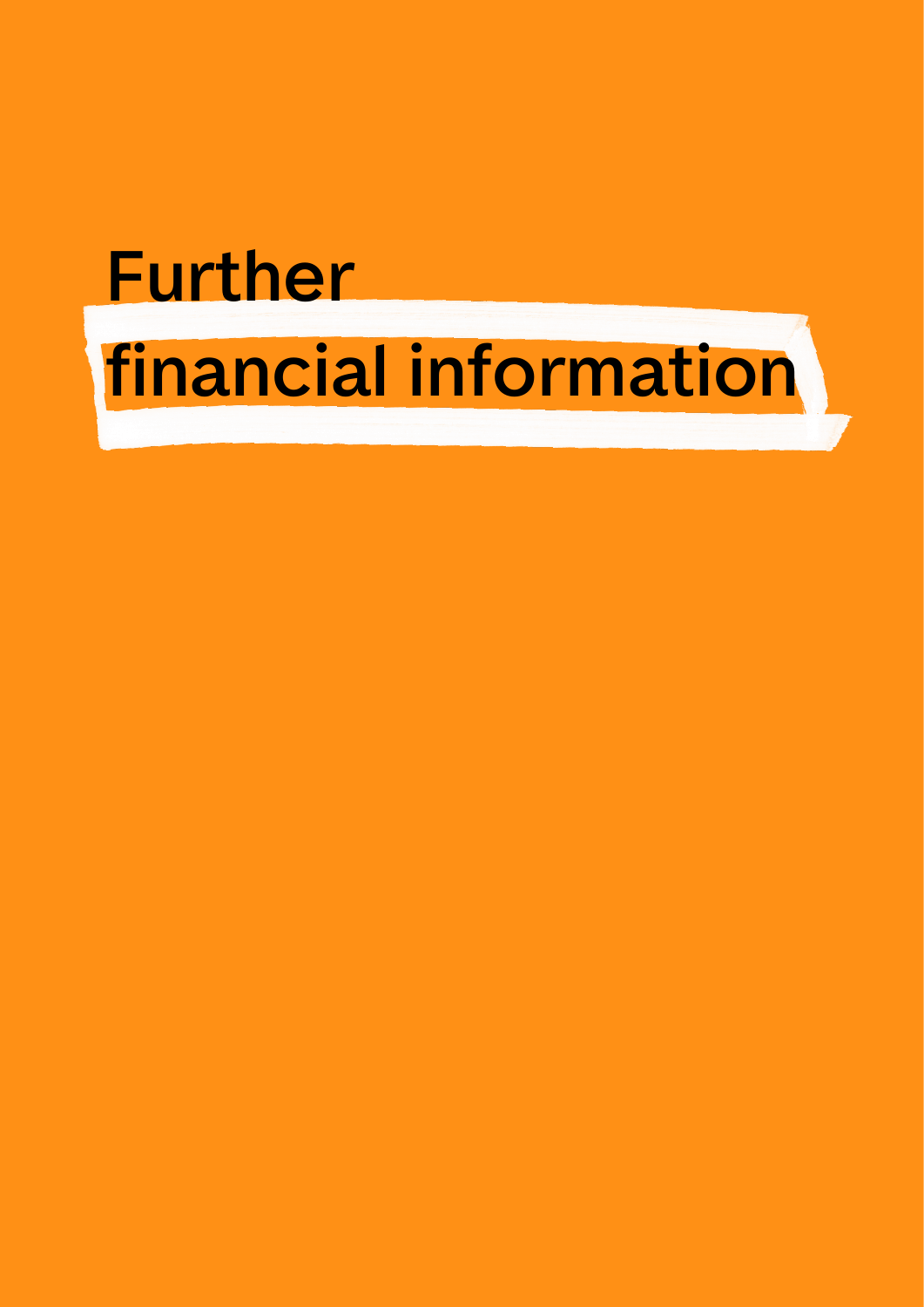# Further financial information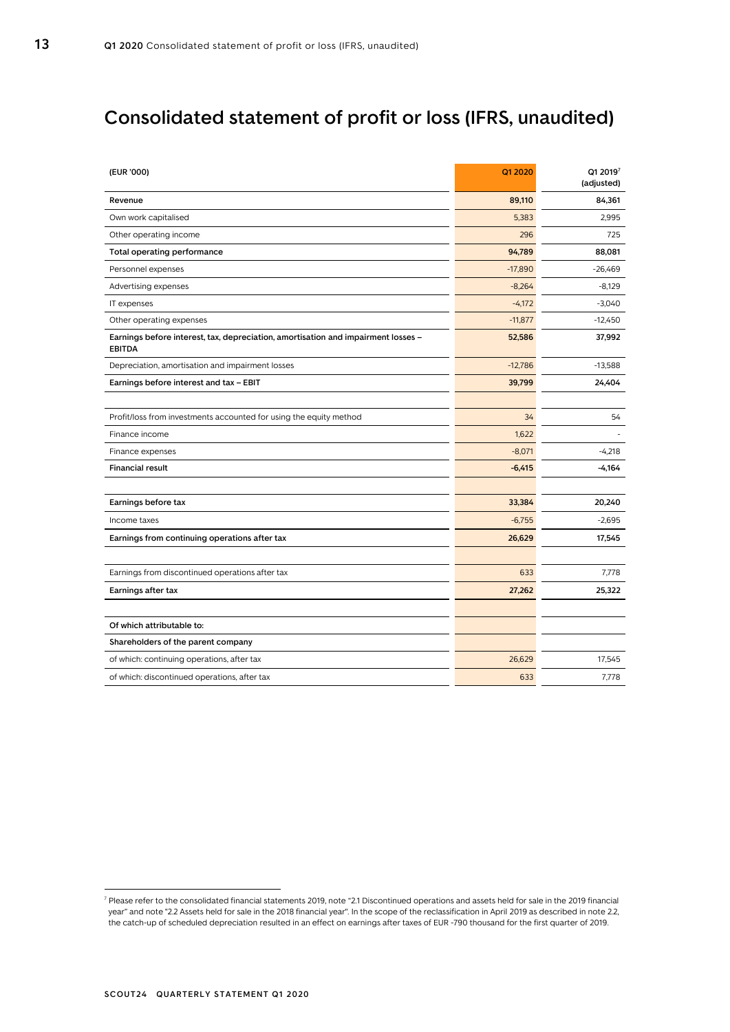# Consolidated statement of profit or loss (IFRS, unaudited)

| (EUR '000) | Q1 2020 | Q1 2019[7] (adjusted) |
|---|---|---|
| **Revenue** | **89,110** | **84,361** |
| Own work capitalised | 5,383 | 2,995 |
| Other operating income | 296 | 725 |
| **Total operating performance** | **94,789** | **88,081** |
| Personnel expenses | -17,890 | -26,469 |
| Advertising expenses | -8,264 | -8,129 |
| IT expenses | -4,172 | -3,040 |
| Other operating expenses | -11,877 | -12,450 |
| **Earnings before interest, tax, depreciation, amortisation and impairment losses – EBITDA** | **52,586** | **37,992** |
| Depreciation, amortisation and impairment losses | -12,786 | -13,588 |
| **Earnings before interest and tax – EBIT** | **39,799** | **24,404** |
| | | |
| Profit/loss from investments accounted for using the equity method | 34 | 54 |
| Finance income | 1,622 | - |
| Finance expenses | -8,071 | -4,218 |
| **Financial result** | **-6,415** | **-4,164** |
| | | |
| **Earnings before tax** | **33,384** | **20,240** |
| Income taxes | -6,755 | -2,695 |
| **Earnings from continuing operations after tax** | **26,629** | **17,545** |
| | | |
| Earnings from discontinued operations after tax | 633 | 7,778 |
| **Earnings after tax** | **27,262** | **25,322** |
| | | |
| **Of which attributable to:** | | |
| **Shareholders of the parent company** | | |
| of which: continuing operations, after tax | 26,629 | 17,545 |
| of which: discontinued operations, after tax | 633 | 7,778 |

[7] Please refer to the consolidated financial statements 2019, note "2.1 Discontinued operations and assets held for sale in the 2019 financial year" and note "2.2 Assets held for sale in the 2018 financial year". In the scope of the reclassification in April 2019 as described in note 2.2, the catch-up of scheduled depreciation resulted in an effect on earnings after taxes of EUR -790 thousand for the first quarter of 2019.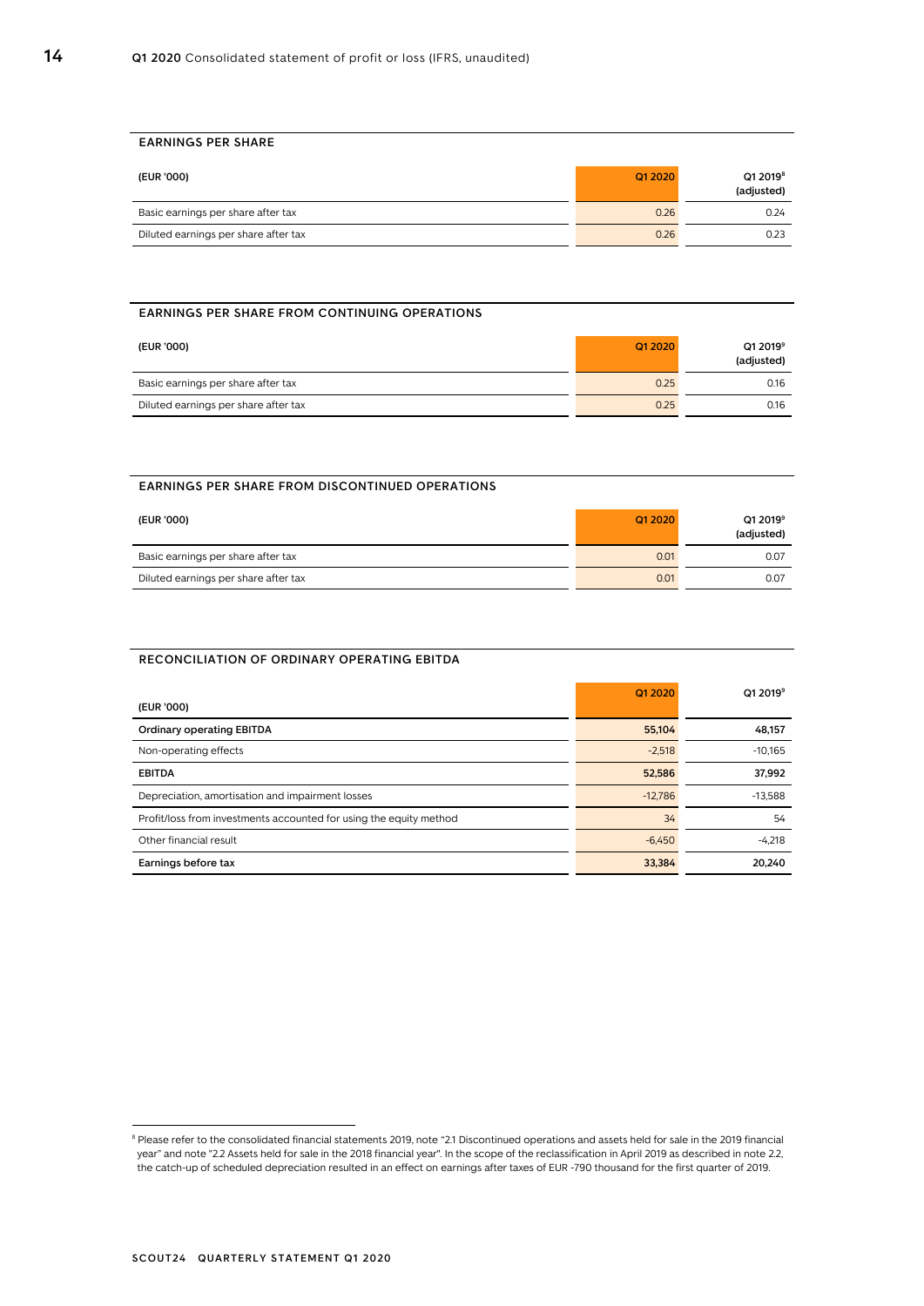## EARNINGS PER SHARE

| (EUR '000) | Q1 2020 | Q1 2019[8] (adjusted) |
|---|---|---|
| Basic earnings per share after tax | 0.26 | 0.24 |
| Diluted earnings per share after tax | 0.26 | 0.23 |

## EARNINGS PER SHARE FROM CONTINUING OPERATIONS

| (EUR '000) | Q1 2020 | Q1 2019[9] (adjusted) |
|---|---|---|
| Basic earnings per share after tax | 0.25 | 0.16 |
| Diluted earnings per share after tax | 0.25 | 0.16 |

## EARNINGS PER SHARE FROM DISCONTINUED OPERATIONS

| (EUR '000) | Q1 2020 | Q1 2019[9] (adjusted) |
|---|---|---|
| Basic earnings per share after tax | 0.01 | 0.07 |
| Diluted earnings per share after tax | 0.01 | 0.07 |

## RECONCILIATION OF ORDINARY OPERATING EBITDA

| (EUR '000) | Q1 2020 | Q1 2019[9] |
|---|---|---|
| **Ordinary operating EBITDA** | **55,104** | **48,157** |
| Non-operating effects | -2,518 | -10,165 |
| **EBITDA** | **52,586** | **37,992** |
| Depreciation, amortisation and impairment losses | -12,786 | -13,588 |
| Profit/loss from investments accounted for using the equity method | 34 | 54 |
| Other financial result | -6,450 | -4,218 |
| **Earnings before tax** | **33,384** | **20,240** |

[8] Please refer to the consolidated financial statements 2019, note "2.1 Discontinued operations and assets held for sale in the 2019 financial year" and note "2.2 Assets held for sale in the 2018 financial year". In the scope of the reclassification in April 2019 as described in note 2.2, the catch-up of scheduled depreciation resulted in an effect on earnings after taxes of EUR -790 thousand for the first quarter of 2019.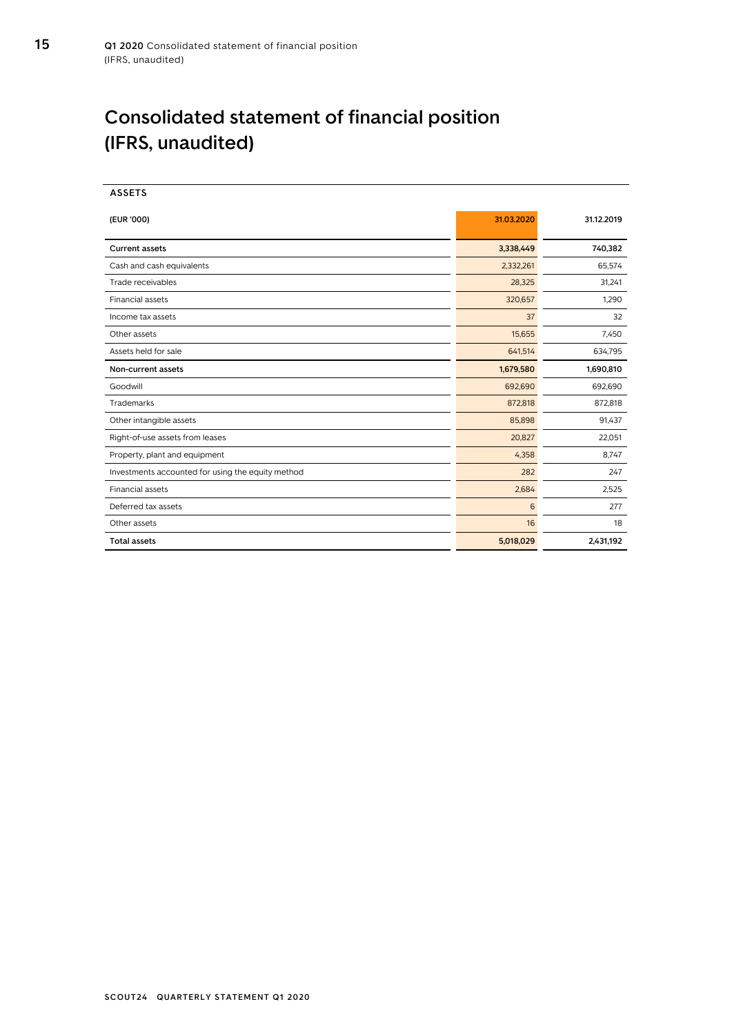# Consolidated statement of financial position (IFRS, unaudited)

## ASSETS

| (EUR '000) | 31.03.2020 | 31.12.2019 |
|---|---|---|
| **Current assets** | **3,338,449** | **740,382** |
| Cash and cash equivalents | 2,332,261 | 65,574 |
| Trade receivables | 28,325 | 31,241 |
| Financial assets | 320,657 | 1,290 |
| Income tax assets | 37 | 32 |
| Other assets | 15,655 | 7,450 |
| Assets held for sale | 641,514 | 634,795 |
| **Non-current assets** | **1,679,580** | **1,690,810** |
| Goodwill | 692,690 | 692,690 |
| Trademarks | 872,818 | 872,818 |
| Other intangible assets | 85,898 | 91,437 |
| Right-of-use assets from leases | 20,827 | 22,051 |
| Property, plant and equipment | 4,358 | 8,747 |
| Investments accounted for using the equity method | 282 | 247 |
| Financial assets | 2,684 | 2,525 |
| Deferred tax assets | 6 | 277 |
| Other assets | 16 | 18 |
| **Total assets** | **5,018,029** | **2,431,192** |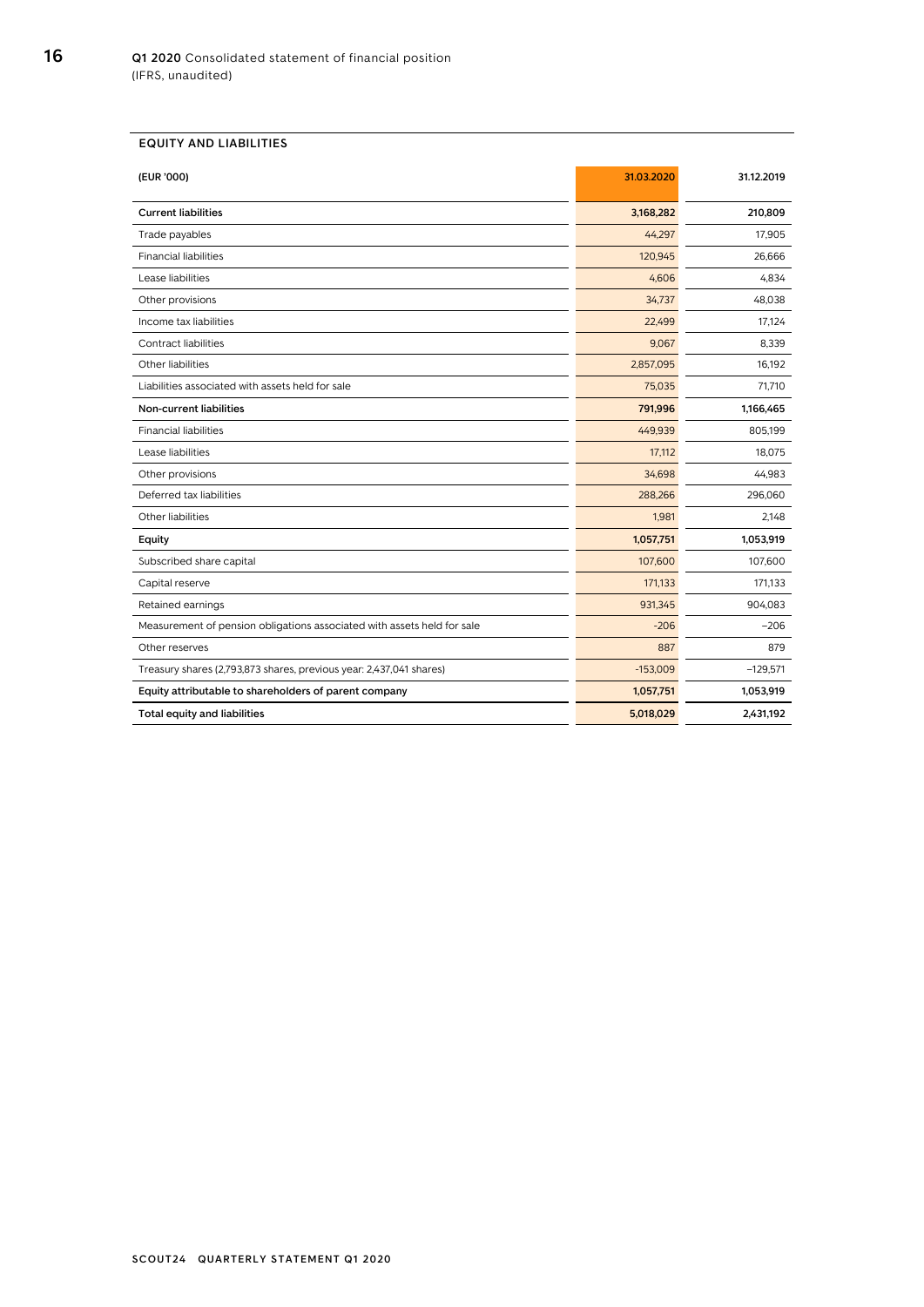# Q1 2020 Consolidated statement of financial position
(IFRS, unaudited)

## EQUITY AND LIABILITIES

| (EUR '000) | 31.03.2020 | 31.12.2019 |
|---|---|---|
| **Current liabilities** | **3,168,282** | **210,809** |
| Trade payables | 44,297 | 17,905 |
| Financial liabilities | 120,945 | 26,666 |
| Lease liabilities | 4,606 | 4,834 |
| Other provisions | 34,737 | 48,038 |
| Income tax liabilities | 22,499 | 17,124 |
| Contract liabilities | 9,067 | 8,339 |
| Other liabilities | 2,857,095 | 16,192 |
| Liabilities associated with assets held for sale | 75,035 | 71,710 |
| **Non-current liabilities** | **791,996** | **1,166,465** |
| Financial liabilities | 449,939 | 805,199 |
| Lease liabilities | 17,112 | 18,075 |
| Other provisions | 34,698 | 44,983 |
| Deferred tax liabilities | 288,266 | 296,060 |
| Other liabilities | 1,981 | 2,148 |
| **Equity** | **1,057,751** | **1,053,919** |
| Subscribed share capital | 107,600 | 107,600 |
| Capital reserve | 171,133 | 171,133 |
| Retained earnings | 931,345 | 904,083 |
| Measurement of pension obligations associated with assets held for sale | -206 | -206 |
| Other reserves | 887 | 879 |
| Treasury shares (2,793,873 shares, previous year: 2,437,041 shares) | -153,009 | -129,571 |
| **Equity attributable to shareholders of parent company** | **1,057,751** | **1,053,919** |
| **Total equity and liabilities** | **5,018,029** | **2,431,192** |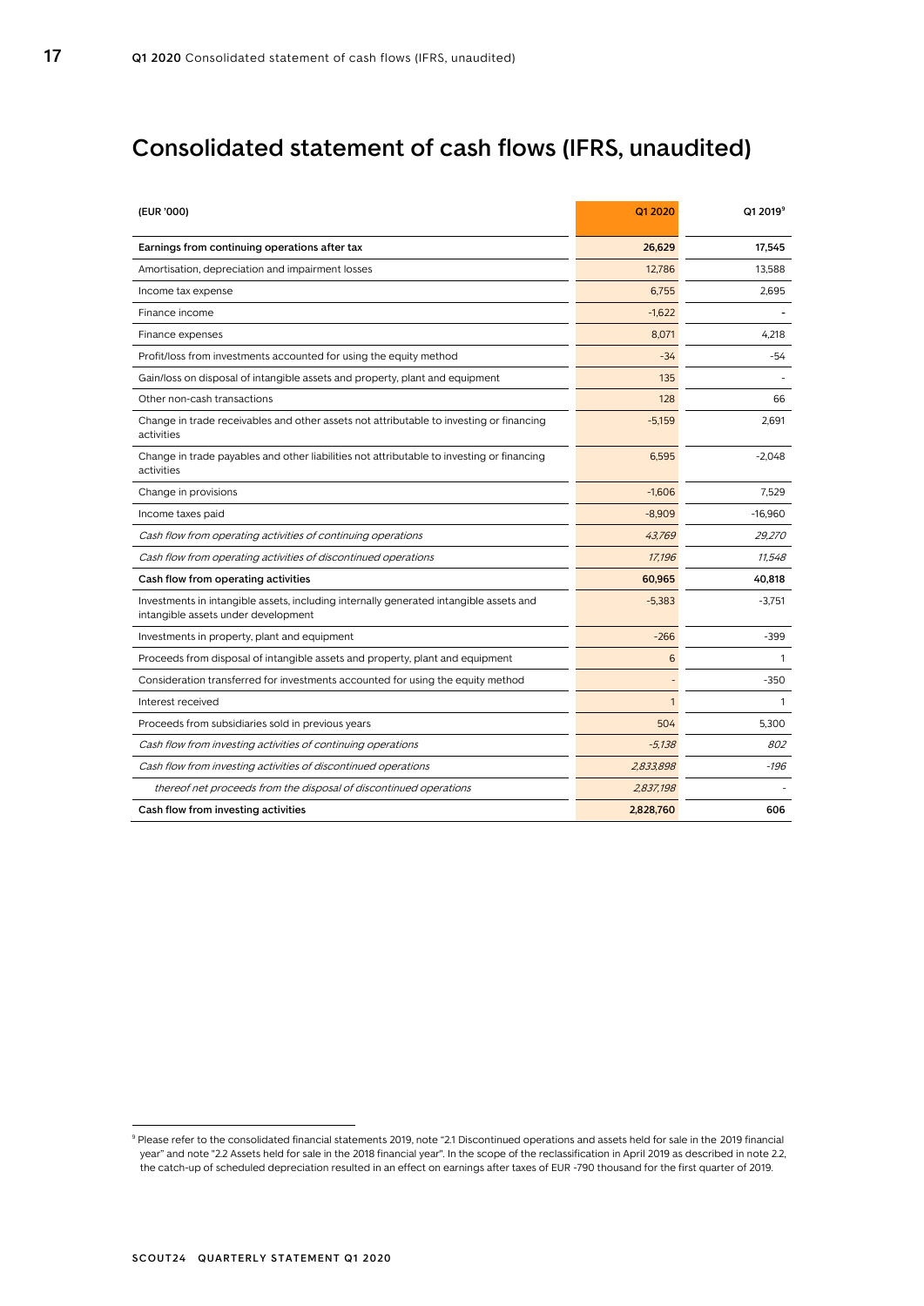# Consolidated statement of cash flows (IFRS, unaudited)

| (EUR '000) | Q1 2020 | Q1 2019[9] |
|---|---|---|
| **Earnings from continuing operations after tax** | **26,629** | **17,545** |
| Amortisation, depreciation and impairment losses | 12,786 | 13,588 |
| Income tax expense | 6,755 | 2,695 |
| Finance income | -1,622 | - |
| Finance expenses | 8,071 | 4,218 |
| Profit/loss from investments accounted for using the equity method | -34 | -54 |
| Gain/loss on disposal of intangible assets and property, plant and equipment | 135 | - |
| Other non-cash transactions | 128 | 66 |
| Change in trade receivables and other assets not attributable to investing or financing activities | -5,159 | 2,691 |
| Change in trade payables and other liabilities not attributable to investing or financing activities | 6,595 | -2,048 |
| Change in provisions | -1,606 | 7,529 |
| Income taxes paid | -8,909 | -16,960 |
| *Cash flow from operating activities of continuing operations* | *43,769* | *29,270* |
| *Cash flow from operating activities of discontinued operations* | *17,196* | *11,548* |
| **Cash flow from operating activities** | **60,965** | **40,818** |
| Investments in intangible assets, including internally generated intangible assets and intangible assets under development | -5,383 | -3,751 |
| Investments in property, plant and equipment | -266 | -399 |
| Proceeds from disposal of intangible assets and property, plant and equipment | 6 | 1 |
| Consideration transferred for investments accounted for using the equity method | - | -350 |
| Interest received | 1 | 1 |
| Proceeds from subsidiaries sold in previous years | 504 | 5,300 |
| *Cash flow from investing activities of continuing operations* | *-5,138* | *802* |
| *Cash flow from investing activities of discontinued operations* | *2,833,898* | *-196* |
| *thereof net proceeds from the disposal of discontinued operations* | *2,837,198* | - |
| **Cash flow from investing activities** | **2,828,760** | **606** |

[9] Please refer to the consolidated financial statements 2019, note "2.1 Discontinued operations and assets held for sale in the 2019 financial year" and note "2.2 Assets held for sale in the 2018 financial year". In the scope of the reclassification in April 2019 as described in note 2.2, the catch-up of scheduled depreciation resulted in an effect on earnings after taxes of EUR -790 thousand for the first quarter of 2019.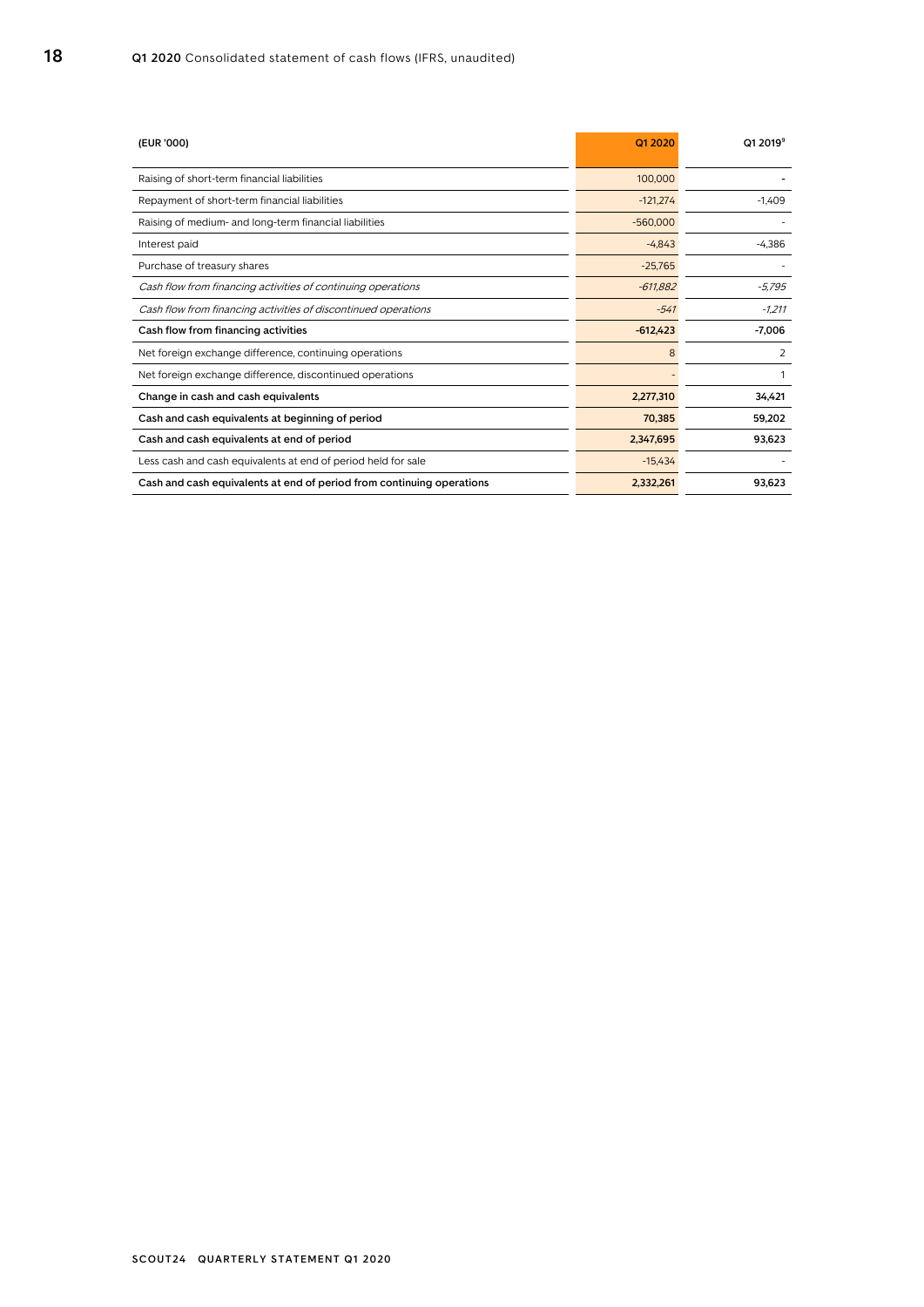## Q1 2020 Consolidated statement of cash flows (IFRS, unaudited)

| (EUR '000) | Q1 2020 | Q1 2019[9] |
|---|---|---|
| Raising of short-term financial liabilities | 100,000 | - |
| Repayment of short-term financial liabilities | -121,274 | -1,409 |
| Raising of medium- and long-term financial liabilities | -560,000 | - |
| Interest paid | -4,843 | -4,386 |
| Purchase of treasury shares | -25,765 | - |
| *Cash flow from financing activities of continuing operations* | *-611,882* | *-5,795* |
| *Cash flow from financing activities of discontinued operations* | *-541* | *-1,211* |
| **Cash flow from financing activities** | **-612,423** | **-7,006** |
| Net foreign exchange difference, continuing operations | 8 | 2 |
| Net foreign exchange difference, discontinued operations | - | 1 |
| **Change in cash and cash equivalents** | **2,277,310** | **34,421** |
| **Cash and cash equivalents at beginning of period** | **70,385** | **59,202** |
| **Cash and cash equivalents at end of period** | **2,347,695** | **93,623** |
| Less cash and cash equivalents at end of period held for sale | -15,434 | - |
| **Cash and cash equivalents at end of period from continuing operations** | **2,332,261** | **93,623** |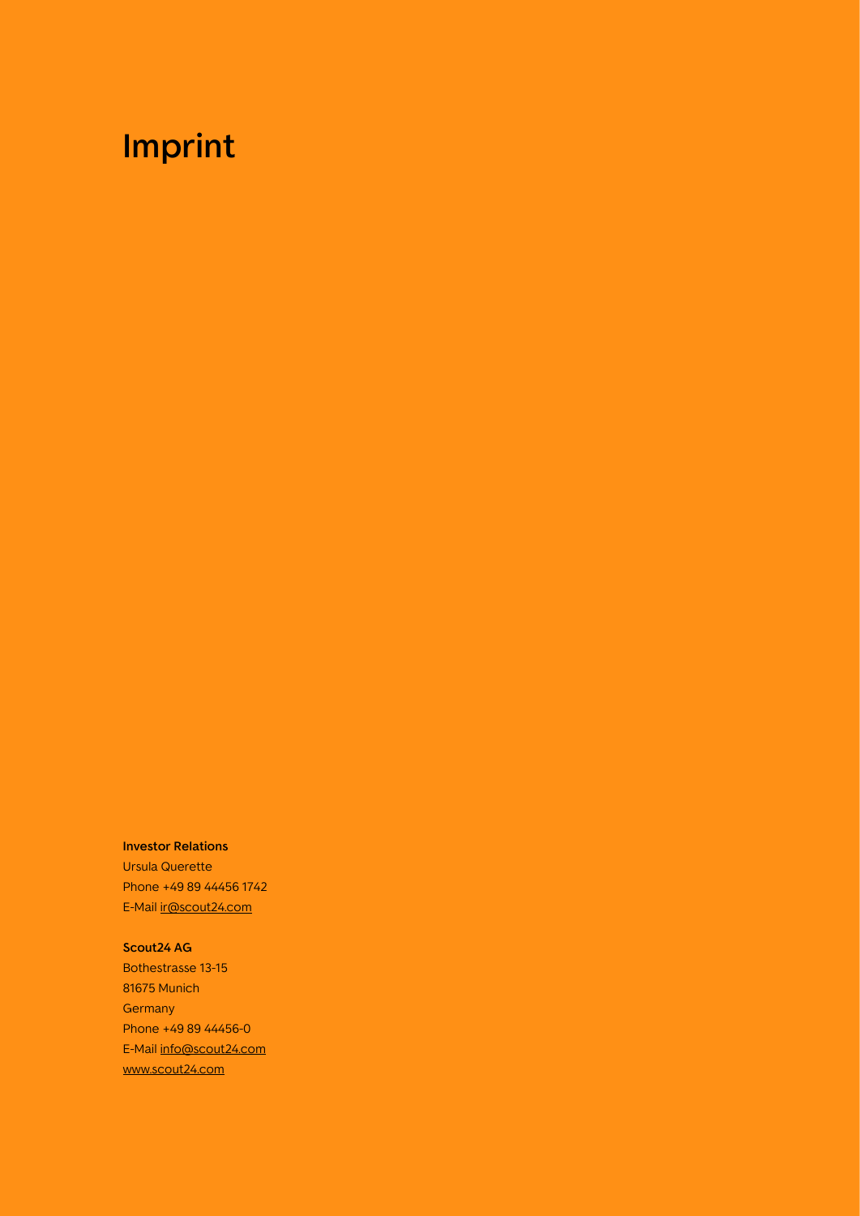# Imprint

**Investor Relations**

Ursula Querette

Phone +49 89 44456 1742

E-Mail ir@scout24.com

**Scout24 AG**

Bothestrasse 13-15

81675 Munich

Germany

Phone +49 89 44456-0

E-Mail info@scout24.com

www.scout24.com